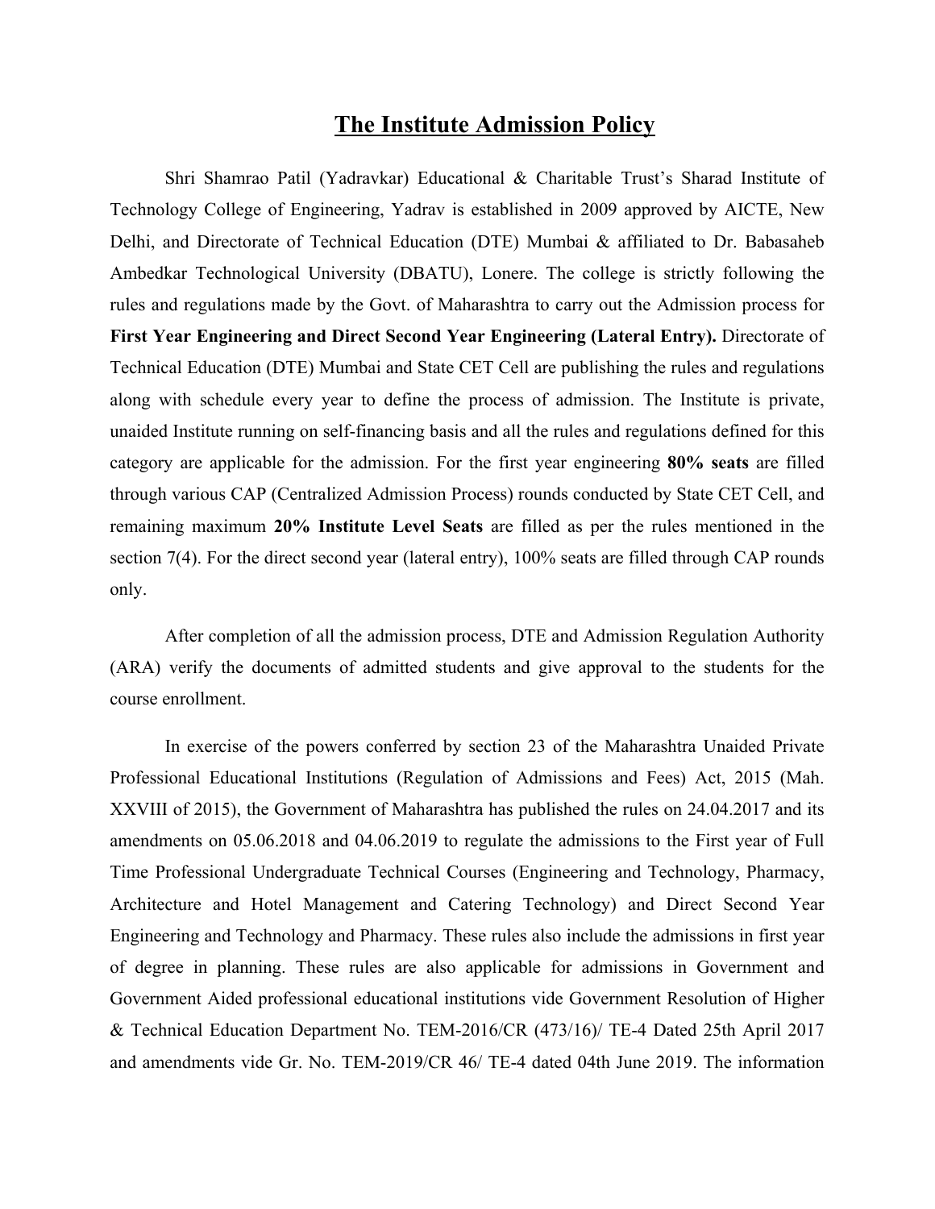# The Institute Admission Policy

Shri Shamrao Patil (Yadravkar) Educational & Charitable Trust's Sharad Institute of Technology College of Engineering, Yadrav is established in 2009 approved by AICTE, New Delhi, and Directorate of Technical Education (DTE) Mumbai & affiliated to Dr. Babasaheb Ambedkar Technological University (DBATU), Lonere. The college is strictly following the rules and regulations made by the Govt. of Maharashtra to carry out the Admission process for **First Year Engineering and Direct Second Year Engineering (Lateral Entry).** Directorate of Technical Education (DTE) Mumbai and State CET Cell are publishing the rules and regulations along with schedule every year to define the process of admission. The Institute is private, unaided Institute running on self-financing basis and all the rules and regulations defined for this category are applicable for the admission. For the first year engineering **80% seats** are filled through various CAP (Centralized Admission Process) rounds conducted by State CET Cell, and remaining maximum **20% Institute Level Seats** are filled as per the rules mentioned in the section 7(4). For the direct second year (lateral entry), 100% seats are filled through CAP rounds only.

After completion of all the admission process, DTE and Admission Regulation Authority (ARA) verify the documents of admitted students and give approval to the students for the course enrollment.

In exercise of the powers conferred by section 23 of the Maharashtra Unaided Private Professional Educational Institutions (Regulation of Admissions and Fees) Act, 2015 (Mah. XXVIII of 2015), the Government of Maharashtra has published the rules on 24.04.2017 and its amendments on 05.06.2018 and 04.06.2019 to regulate the admissions to the First year of Full Time Professional Undergraduate Technical Courses (Engineering and Technology, Pharmacy, Architecture and Hotel Management and Catering Technology) and Direct Second Year Engineering and Technology and Pharmacy. These rules also include the admissions in first year of degree in planning. These rules are also applicable for admissions in Government and Government Aided professional educational institutions vide Government Resolution of Higher & Technical Education Department No. TEM-2016/CR (473/16)/ TE-4 Dated 25th April 2017 and amendments vide Gr. No. TEM-2019/CR 46/ TE-4 dated 04th June 2019. The information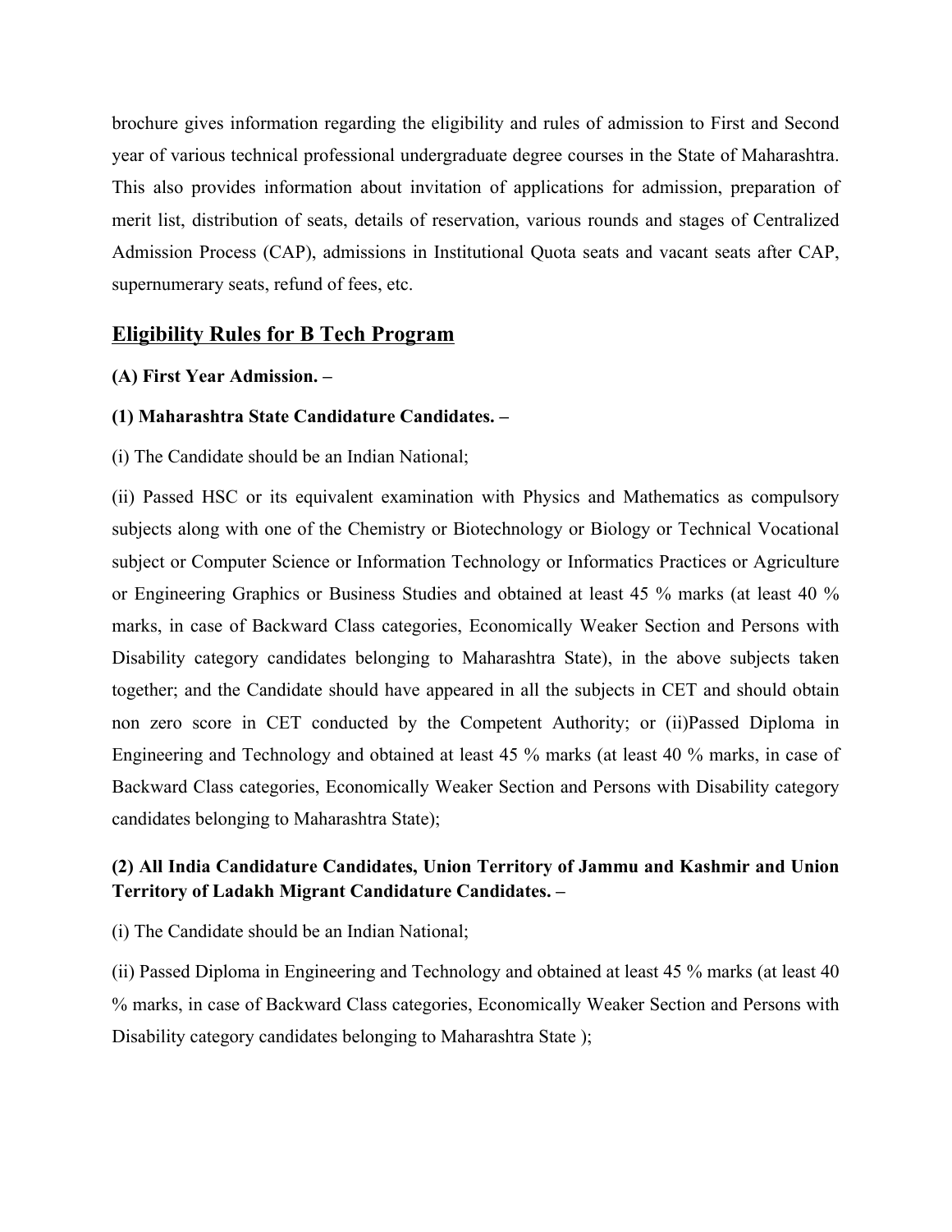brochure gives information regarding the eligibility and rules of admission to First and Second year of various technical professional undergraduate degree courses in the State of Maharashtra. This also provides information about invitation of applications for admission, preparation of merit list, distribution of seats, details of reservation, various rounds and stages of Centralized Admission Process (CAP), admissions in Institutional Quota seats and vacant seats after CAP, supernumerary seats, refund of fees, etc.

## Eligibility Rules for B Tech Program

**(A) First Year Admission. –**

**(1) Maharashtra State Candidature Candidates. –**

(i) The Candidate should be an Indian National;

(ii) Passed HSC or its equivalent examination with Physics and Mathematics as compulsory subjects along with one of the Chemistry or Biotechnology or Biology or Technical Vocational subject or Computer Science or Information Technology or Informatics Practices or Agriculture or Engineering Graphics or Business Studies and obtained at least 45 % marks (at least 40 % marks, in case of Backward Class categories, Economically Weaker Section and Persons with Disability category candidates belonging to Maharashtra State), in the above subjects taken together; and the Candidate should have appeared in all the subjects in CET and should obtain non zero score in CET conducted by the Competent Authority; or (ii)Passed Diploma in Engineering and Technology and obtained at least 45 % marks (at least 40 % marks, in case of Backward Class categories, Economically Weaker Section and Persons with Disability category candidates belonging to Maharashtra State);

**(2) All India Candidature Candidates, Union Territory of Jammu and Kashmir and Union Territory of Ladakh Migrant Candidature Candidates. –**

(i) The Candidate should be an Indian National;

(ii) Passed Diploma in Engineering and Technology and obtained at least 45 % marks (at least 40 % marks, in case of Backward Class categories, Economically Weaker Section and Persons with Disability category candidates belonging to Maharashtra State );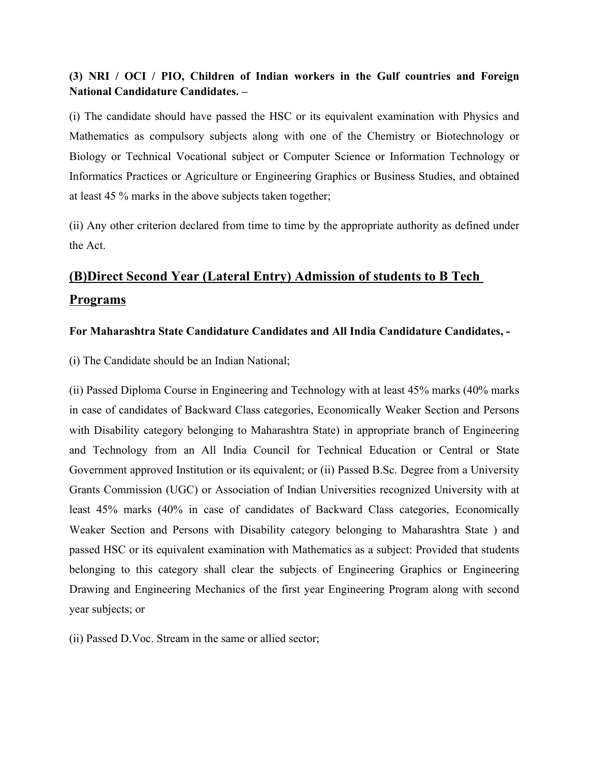**(3) NRI / OCI / PIO, Children of Indian workers in the Gulf countries and Foreign National Candidature Candidates. –**

(i) The candidate should have passed the HSC or its equivalent examination with Physics and Mathematics as compulsory subjects along with one of the Chemistry or Biotechnology or Biology or Technical Vocational subject or Computer Science or Information Technology or Informatics Practices or Agriculture or Engineering Graphics or Business Studies, and obtained at least 45 % marks in the above subjects taken together;

(ii) Any other criterion declared from time to time by the appropriate authority as defined under the Act.

## (B)Direct Second Year (Lateral Entry) Admission of students to B Tech Programs

**For Maharashtra State Candidature Candidates and All India Candidature Candidates, -**

(i) The Candidate should be an Indian National;

(ii) Passed Diploma Course in Engineering and Technology with at least 45% marks (40% marks in case of candidates of Backward Class categories, Economically Weaker Section and Persons with Disability category belonging to Maharashtra State) in appropriate branch of Engineering and Technology from an All India Council for Technical Education or Central or State Government approved Institution or its equivalent; or (ii) Passed B.Sc. Degree from a University Grants Commission (UGC) or Association of Indian Universities recognized University with at least 45% marks (40% in case of candidates of Backward Class categories, Economically Weaker Section and Persons with Disability category belonging to Maharashtra State ) and passed HSC or its equivalent examination with Mathematics as a subject: Provided that students belonging to this category shall clear the subjects of Engineering Graphics or Engineering Drawing and Engineering Mechanics of the first year Engineering Program along with second year subjects; or

(ii) Passed D.Voc. Stream in the same or allied sector;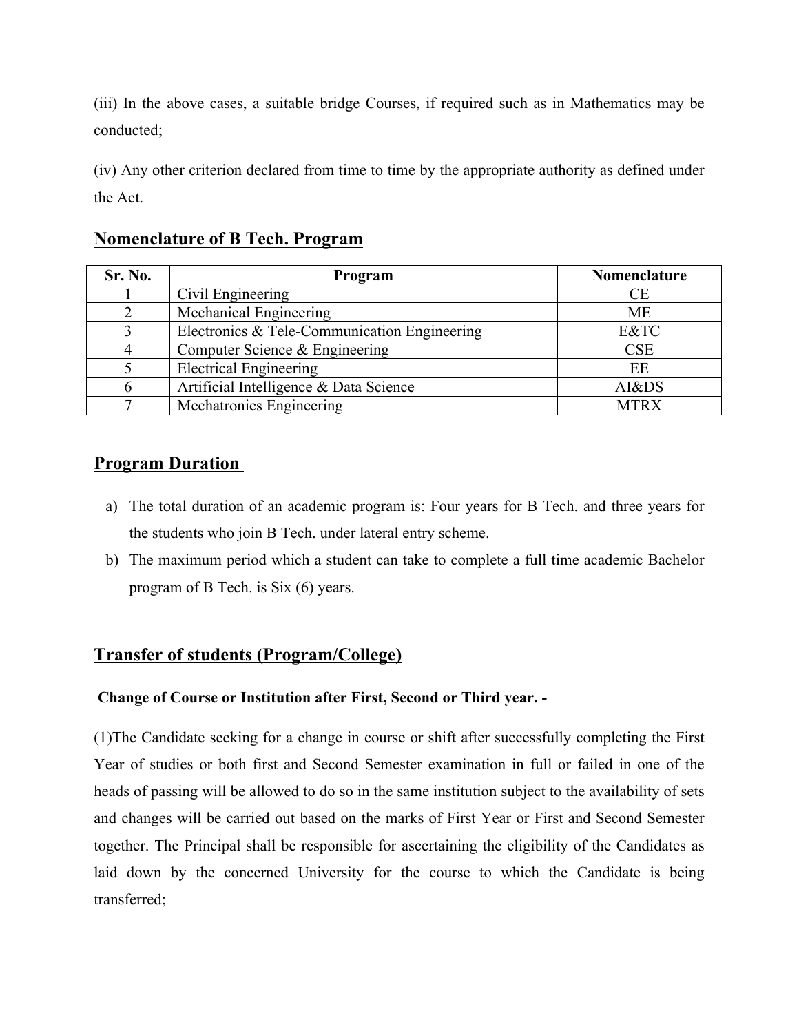(iii) In the above cases, a suitable bridge Courses, if required such as in Mathematics may be conducted;

(iv) Any other criterion declared from time to time by the appropriate authority as defined under the Act.

## Nomenclature of B Tech. Program

| Sr. No. | Program | Nomenclature |
|---|---|---|
| 1 | Civil Engineering | CE |
| 2 | Mechanical Engineering | ME |
| 3 | Electronics & Tele-Communication Engineering | E&TC |
| 4 | Computer Science & Engineering | CSE |
| 5 | Electrical Engineering | EE |
| 6 | Artificial Intelligence & Data Science | AI&DS |
| 7 | Mechatronics Engineering | MTRX |

## Program Duration

a) The total duration of an academic program is: Four years for B Tech. and three years for the students who join B Tech. under lateral entry scheme.

b) The maximum period which a student can take to complete a full time academic Bachelor program of B Tech. is Six (6) years.

## Transfer of students (Program/College)

### Change of Course or Institution after First, Second or Third year. -

(1)The Candidate seeking for a change in course or shift after successfully completing the First Year of studies or both first and Second Semester examination in full or failed in one of the heads of passing will be allowed to do so in the same institution subject to the availability of sets and changes will be carried out based on the marks of First Year or First and Second Semester together. The Principal shall be responsible for ascertaining the eligibility of the Candidates as laid down by the concerned University for the course to which the Candidate is being transferred;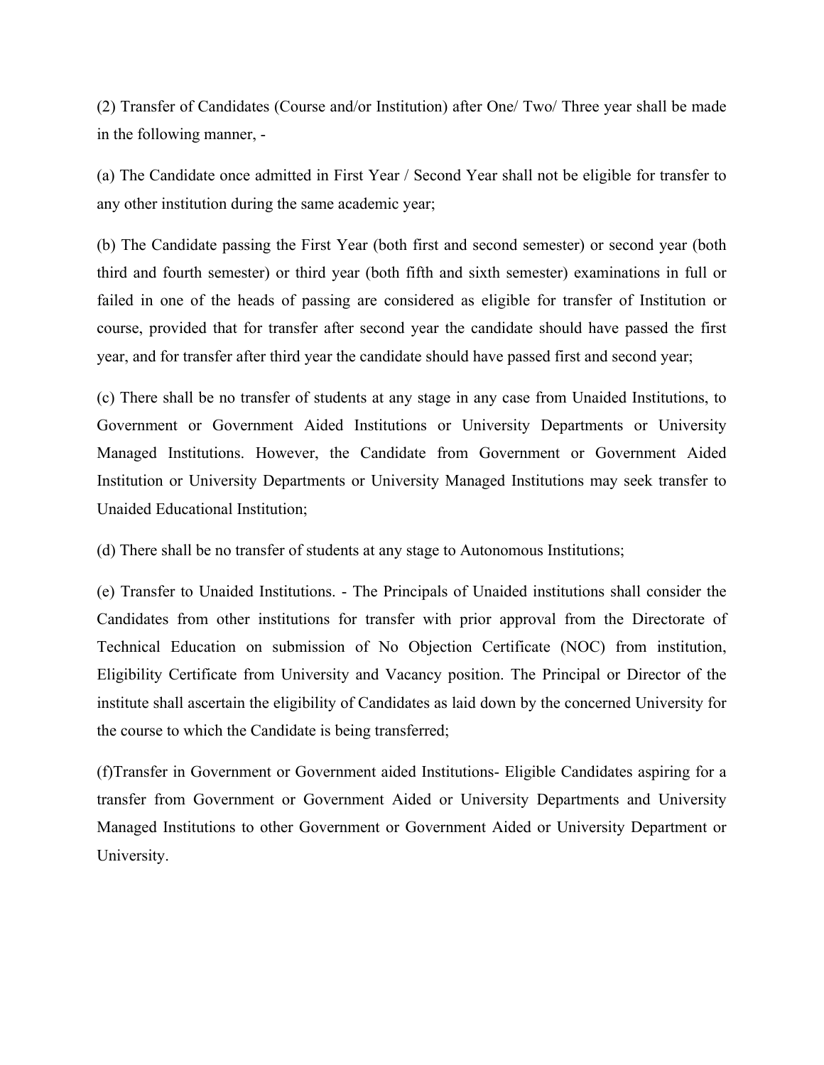(2) Transfer of Candidates (Course and/or Institution) after One/ Two/ Three year shall be made in the following manner, -

(a) The Candidate once admitted in First Year / Second Year shall not be eligible for transfer to any other institution during the same academic year;

(b) The Candidate passing the First Year (both first and second semester) or second year (both third and fourth semester) or third year (both fifth and sixth semester) examinations in full or failed in one of the heads of passing are considered as eligible for transfer of Institution or course, provided that for transfer after second year the candidate should have passed the first year, and for transfer after third year the candidate should have passed first and second year;

(c) There shall be no transfer of students at any stage in any case from Unaided Institutions, to Government or Government Aided Institutions or University Departments or University Managed Institutions. However, the Candidate from Government or Government Aided Institution or University Departments or University Managed Institutions may seek transfer to Unaided Educational Institution;

(d) There shall be no transfer of students at any stage to Autonomous Institutions;

(e) Transfer to Unaided Institutions. - The Principals of Unaided institutions shall consider the Candidates from other institutions for transfer with prior approval from the Directorate of Technical Education on submission of No Objection Certificate (NOC) from institution, Eligibility Certificate from University and Vacancy position. The Principal or Director of the institute shall ascertain the eligibility of Candidates as laid down by the concerned University for the course to which the Candidate is being transferred;

(f)Transfer in Government or Government aided Institutions- Eligible Candidates aspiring for a transfer from Government or Government Aided or University Departments and University Managed Institutions to other Government or Government Aided or University Department or University.